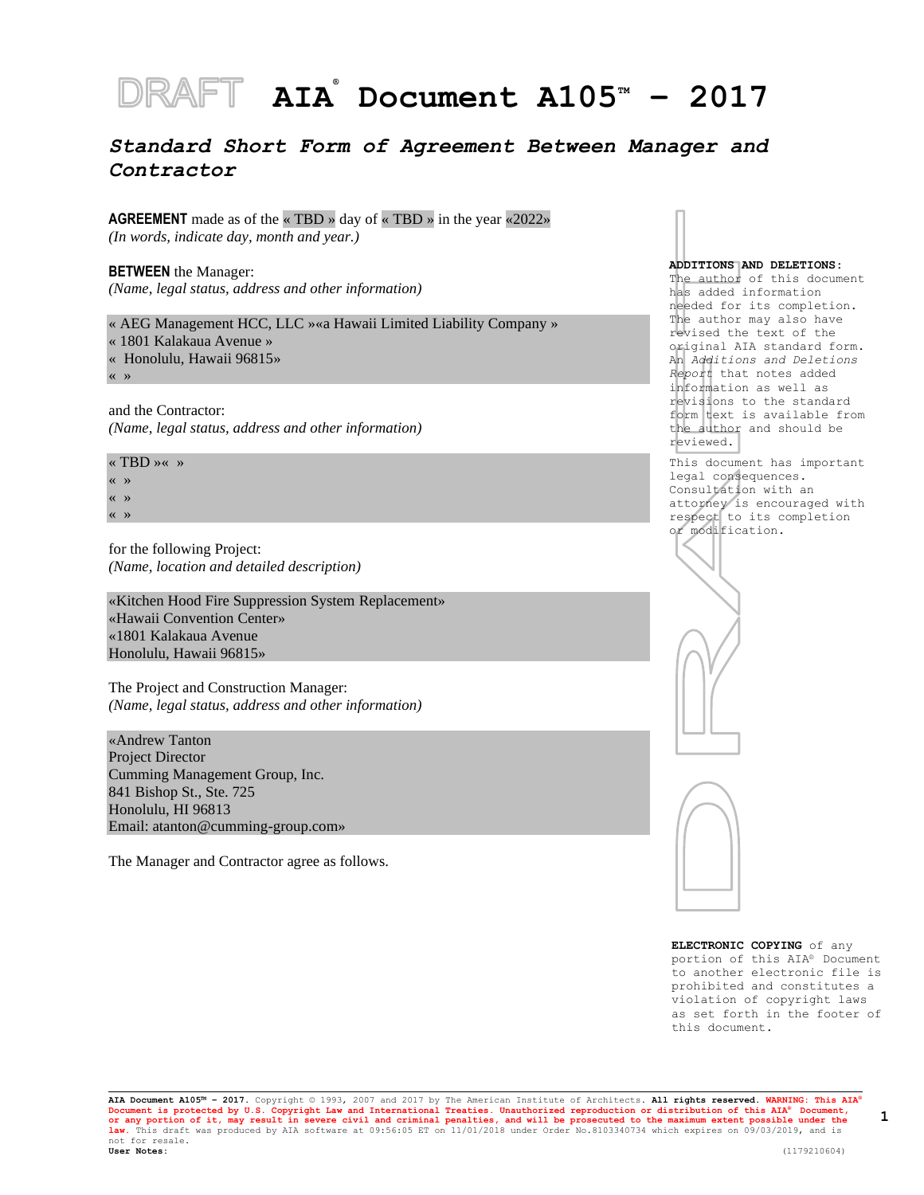# DRAFT AIA® Document A105™ – 2017

## *Standard Short Form of Agreement Between Manager and Contractor*

**AGREEMENT** made as of the « TBD » day of « TBD » in the year «2022»
*(In words, indicate day, month and year.)*

**BETWEEN** the Manager:
*(Name, legal status, address and other information)*

« AEG Management HCC, LLC »«a Hawaii Limited Liability Company »
« 1801 Kalakaua Avenue »
« Honolulu, Hawaii 96815»
« »

and the Contractor:
*(Name, legal status, address and other information)*

« TBD »« »
« »
« »
« »

for the following Project:
*(Name, location and detailed description)*

«Kitchen Hood Fire Suppression System Replacement»
«Hawaii Convention Center»
«1801 Kalakaua Avenue
Honolulu, Hawaii 96815»

The Project and Construction Manager:
*(Name, legal status, address and other information)*

«Andrew Tanton
Project Director
Cumming Management Group, Inc.
841 Bishop St., Ste. 725
Honolulu, HI 96813
Email: atanton@cumming-group.com»

The Manager and Contractor agree as follows.

**ADDITIONS AND DELETIONS:** The author of this document has added information needed for its completion. The author may also have revised the text of the original AIA standard form. An *Additions and Deletions Report* that notes added information as well as revisions to the standard form text is available from the author and should be reviewed.

This document has important legal consequences. Consultation with an attorney is encouraged with respect to its completion or modification.

**ELECTRONIC COPYING** of any portion of this AIA® Document to another electronic file is prohibited and constitutes a violation of copyright laws as set forth in the footer of this document.

**AIA Document A105™ – 2017.** Copyright © 1993, 2007 and 2017 by The American Institute of Architects. **All rights reserved. WARNING: This AIA® Document is protected by U.S. Copyright Law and International Treaties. Unauthorized reproduction or distribution of this AIA® Document, or any portion of it, may result in severe civil and criminal penalties, and will be prosecuted to the maximum extent possible under the law.** This draft was produced by AIA software at 09:56:05 ET on 11/01/2018 under Order No.8103340734 which expires on 09/03/2019, and is not for resale.
**User Notes:** (1179210604)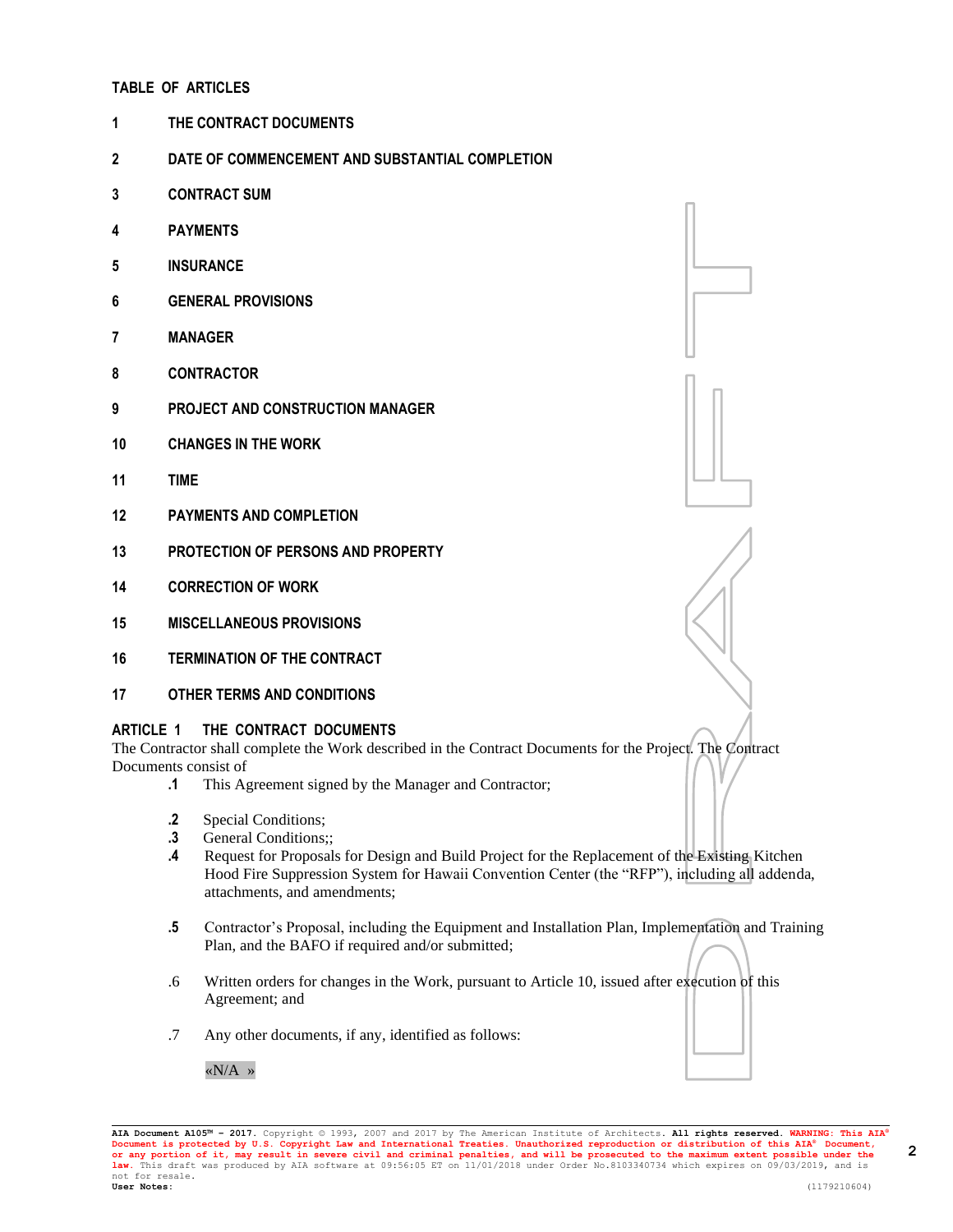## TABLE OF ARTICLES

**1 THE CONTRACT DOCUMENTS**

**2 DATE OF COMMENCEMENT AND SUBSTANTIAL COMPLETION**

**3 CONTRACT SUM**

**4 PAYMENTS**

**5 INSURANCE**

**6 GENERAL PROVISIONS**

**7 MANAGER**

**8 CONTRACTOR**

**9 PROJECT AND CONSTRUCTION MANAGER**

**10 CHANGES IN THE WORK**

**11 TIME**

**12 PAYMENTS AND COMPLETION**

**13 PROTECTION OF PERSONS AND PROPERTY**

**14 CORRECTION OF WORK**

**15 MISCELLANEOUS PROVISIONS**

**16 TERMINATION OF THE CONTRACT**

**17 OTHER TERMS AND CONDITIONS**

## ARTICLE 1 THE CONTRACT DOCUMENTS

The Contractor shall complete the Work described in the Contract Documents for the Project. The Contract Documents consist of

**.1** This Agreement signed by the Manager and Contractor;

**.2** Special Conditions;

**.3** General Conditions;;

**.4** Request for Proposals for Design and Build Project for the Replacement of the Existing Kitchen Hood Fire Suppression System for Hawaii Convention Center (the "RFP"), including all addenda, attachments, and amendments;

**.5** Contractor's Proposal, including the Equipment and Installation Plan, Implementation and Training Plan, and the BAFO if required and/or submitted;

.6 Written orders for changes in the Work, pursuant to Article 10, issued after execution of this Agreement; and

.7 Any other documents, if any, identified as follows:

«N/A »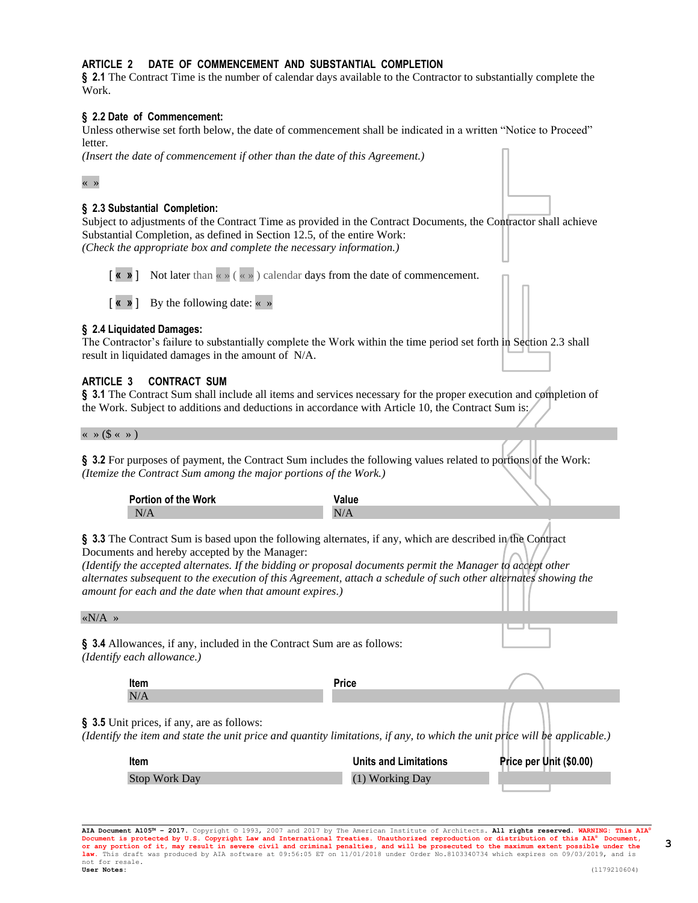## ARTICLE 2 DATE OF COMMENCEMENT AND SUBSTANTIAL COMPLETION

**§ 2.1** The Contract Time is the number of calendar days available to the Contractor to substantially complete the Work.

**§ 2.2 Date of Commencement:**
Unless otherwise set forth below, the date of commencement shall be indicated in a written "Notice to Proceed" letter.
*(Insert the date of commencement if other than the date of this Agreement.)*

« »

**§ 2.3 Substantial Completion:**
Subject to adjustments of the Contract Time as provided in the Contract Documents, the Contractor shall achieve Substantial Completion, as defined in Section 12.5, of the entire Work:
*(Check the appropriate box and complete the necessary information.)*

[ « » ] Not later than « » ( « » ) calendar days from the date of commencement.

[ « » ] By the following date: « »

**§ 2.4 Liquidated Damages:**
The Contractor's failure to substantially complete the Work within the time period set forth in Section 2.3 shall result in liquidated damages in the amount of N/A.

## ARTICLE 3 CONTRACT SUM

**§ 3.1** The Contract Sum shall include all items and services necessary for the proper execution and completion of the Work. Subject to additions and deductions in accordance with Article 10, the Contract Sum is:

« » ($ « » )

**§ 3.2** For purposes of payment, the Contract Sum includes the following values related to portions of the Work:
*(Itemize the Contract Sum among the major portions of the Work.)*

| Portion of the Work | Value |
|---|---|
| N/A | N/A |

**§ 3.3** The Contract Sum is based upon the following alternates, if any, which are described in the Contract Documents and hereby accepted by the Manager:
*(Identify the accepted alternates. If the bidding or proposal documents permit the Manager to accept other alternates subsequent to the execution of this Agreement, attach a schedule of such other alternates showing the amount for each and the date when that amount expires.)*

«N/A »

**§ 3.4** Allowances, if any, included in the Contract Sum are as follows:
*(Identify each allowance.)*

| Item | Price |
|---|---|
| N/A | |

**§ 3.5** Unit prices, if any, are as follows:
*(Identify the item and state the unit price and quantity limitations, if any, to which the unit price will be applicable.)*

| Item | Units and Limitations | Price per Unit ($0.00) |
|---|---|---|
| Stop Work Day | (1) Working Day | |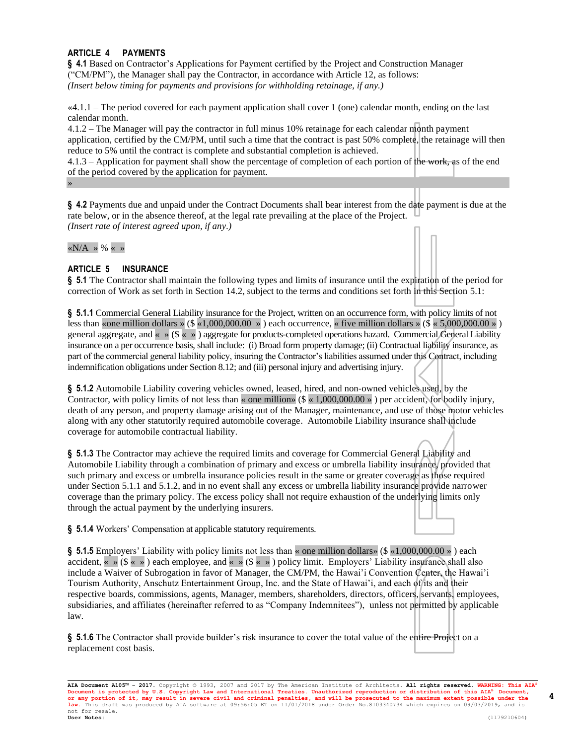## ARTICLE 4 PAYMENTS

**§ 4.1** Based on Contractor's Applications for Payment certified by the Project and Construction Manager ("CM/PM"), the Manager shall pay the Contractor, in accordance with Article 12, as follows:
*(Insert below timing for payments and provisions for withholding retainage, if any.)*

«4.1.1 – The period covered for each payment application shall cover 1 (one) calendar month, ending on the last calendar month.
4.1.2 – The Manager will pay the contractor in full minus 10% retainage for each calendar month payment application, certified by the CM/PM, until such a time that the contract is past 50% complete, the retainage will then reduce to 5% until the contract is complete and substantial completion is achieved.
4.1.3 – Application for payment shall show the percentage of completion of each portion of the work, as of the end of the period covered by the application for payment.
»

**§ 4.2** Payments due and unpaid under the Contract Documents shall bear interest from the date payment is due at the rate below, or in the absence thereof, at the legal rate prevailing at the place of the Project.
*(Insert rate of interest agreed upon, if any.)*

«N/A » % « »

## ARTICLE 5 INSURANCE

**§ 5.1** The Contractor shall maintain the following types and limits of insurance until the expiration of the period for correction of Work as set forth in Section 14.2, subject to the terms and conditions set forth in this Section 5.1:

**§ 5.1.1** Commercial General Liability insurance for the Project, written on an occurrence form, with policy limits of not less than «one million dollars » ($ «1,000,000.00 » ) each occurrence, « five million dollars » ($ « 5,000,000.00 » ) general aggregate, and « » ($ « » ) aggregate for products-completed operations hazard. Commercial General Liability insurance on a per occurrence basis, shall include: (i) Broad form property damage; (ii) Contractual liability insurance, as part of the commercial general liability policy, insuring the Contractor's liabilities assumed under this Contract, including indemnification obligations under Section 8.12; and (iii) personal injury and advertising injury.

**§ 5.1.2** Automobile Liability covering vehicles owned, leased, hired, and non-owned vehicles used, by the Contractor, with policy limits of not less than « one million» ($ « 1,000,000.00 » ) per accident, for bodily injury, death of any person, and property damage arising out of the Manager, maintenance, and use of those motor vehicles along with any other statutorily required automobile coverage. Automobile Liability insurance shall include coverage for automobile contractual liability.

**§ 5.1.3** The Contractor may achieve the required limits and coverage for Commercial General Liability and Automobile Liability through a combination of primary and excess or umbrella liability insurance, provided that such primary and excess or umbrella liability insurance policies result in the same or greater coverage as those required under Section 5.1.1 and 5.1.2, and in no event shall any excess or umbrella liability insurance provide narrower coverage than the primary policy. The excess policy shall not require exhaustion of the underlying limits only through the actual payment by the underlying insurers.

**§ 5.1.4** Workers' Compensation at applicable statutory requirements.

**§ 5.1.5** Employers' Liability with policy limits not less than « one million dollars» ($ «1,000,000.00 » ) each accident, « » ($ « » ) each employee, and « » ($ « » ) policy limit. Employers' Liability insurance shall also include a Waiver of Subrogation in favor of Manager, the CM/PM, the Hawai'i Convention Center, the Hawai'i Tourism Authority, Anschutz Entertainment Group, Inc. and the State of Hawai'i, and each of its and their respective boards, commissions, agents, Manager, members, shareholders, directors, officers, servants, employees, subsidiaries, and affiliates (hereinafter referred to as "Company Indemnitees"), unless not permitted by applicable law.

**§ 5.1.6** The Contractor shall provide builder's risk insurance to cover the total value of the entire Project on a replacement cost basis.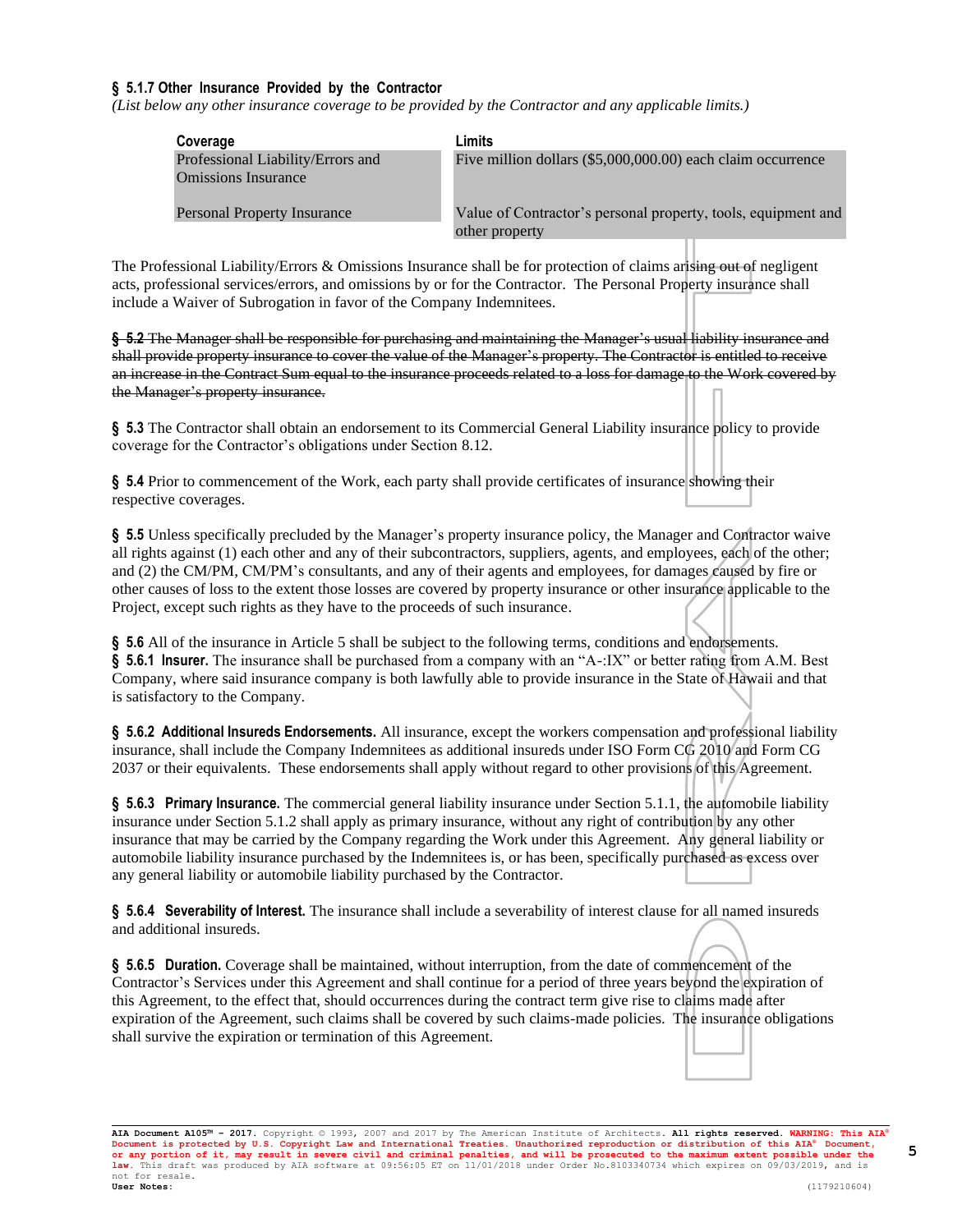**§ 5.1.7 Other Insurance Provided by the Contractor**
*(List below any other insurance coverage to be provided by the Contractor and any applicable limits.)*

| Coverage | Limits |
| --- | --- |
| Professional Liability/Errors and Omissions Insurance | Five million dollars ($5,000,000.00) each claim occurrence |
| Personal Property Insurance | Value of Contractor's personal property, tools, equipment and other property |

The Professional Liability/Errors & Omissions Insurance shall be for protection of claims arising out of negligent acts, professional services/errors, and omissions by or for the Contractor. The Personal Property insurance shall include a Waiver of Subrogation in favor of the Company Indemnitees.

~~**§ 5.2** The Manager shall be responsible for purchasing and maintaining the Manager's usual liability insurance and shall provide property insurance to cover the value of the Manager's property. The Contractor is entitled to receive an increase in the Contract Sum equal to the insurance proceeds related to a loss for damage to the Work covered by the Manager's property insurance.~~

**§ 5.3** The Contractor shall obtain an endorsement to its Commercial General Liability insurance policy to provide coverage for the Contractor's obligations under Section 8.12.

**§ 5.4** Prior to commencement of the Work, each party shall provide certificates of insurance showing their respective coverages.

**§ 5.5** Unless specifically precluded by the Manager's property insurance policy, the Manager and Contractor waive all rights against (1) each other and any of their subcontractors, suppliers, agents, and employees, each of the other; and (2) the CM/PM, CM/PM's consultants, and any of their agents and employees, for damages caused by fire or other causes of loss to the extent those losses are covered by property insurance or other insurance applicable to the Project, except such rights as they have to the proceeds of such insurance.

**§ 5.6** All of the insurance in Article 5 shall be subject to the following terms, conditions and endorsements.
**§ 5.6.1 Insurer.** The insurance shall be purchased from a company with an "A-:IX" or better rating from A.M. Best Company, where said insurance company is both lawfully able to provide insurance in the State of Hawaii and that is satisfactory to the Company.

**§ 5.6.2 Additional Insureds Endorsements.** All insurance, except the workers compensation and professional liability insurance, shall include the Company Indemnitees as additional insureds under ISO Form CG 2010 and Form CG 2037 or their equivalents. These endorsements shall apply without regard to other provisions of this Agreement.

**§ 5.6.3 Primary Insurance.** The commercial general liability insurance under Section 5.1.1, the automobile liability insurance under Section 5.1.2 shall apply as primary insurance, without any right of contribution by any other insurance that may be carried by the Company regarding the Work under this Agreement. Any general liability or automobile liability insurance purchased by the Indemnitees is, or has been, specifically purchased as excess over any general liability or automobile liability purchased by the Contractor.

**§ 5.6.4 Severability of Interest.** The insurance shall include a severability of interest clause for all named insureds and additional insureds.

**§ 5.6.5 Duration.** Coverage shall be maintained, without interruption, from the date of commencement of the Contractor's Services under this Agreement and shall continue for a period of three years beyond the expiration of this Agreement, to the effect that, should occurrences during the contract term give rise to claims made after expiration of the Agreement, such claims shall be covered by such claims-made policies. The insurance obligations shall survive the expiration or termination of this Agreement.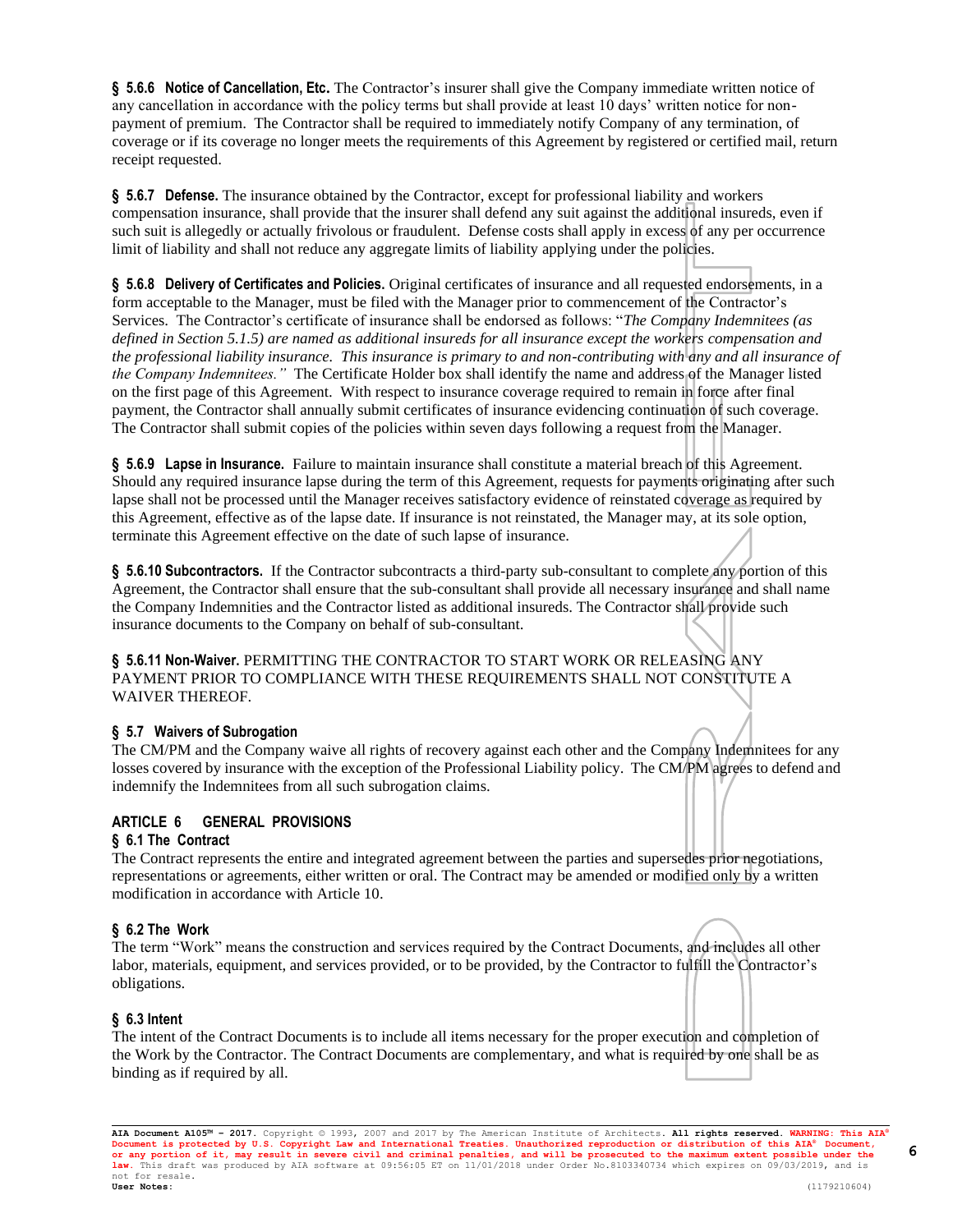**§ 5.6.6 Notice of Cancellation, Etc.** The Contractor's insurer shall give the Company immediate written notice of any cancellation in accordance with the policy terms but shall provide at least 10 days' written notice for non-payment of premium. The Contractor shall be required to immediately notify Company of any termination, of coverage or if its coverage no longer meets the requirements of this Agreement by registered or certified mail, return receipt requested.

**§ 5.6.7 Defense.** The insurance obtained by the Contractor, except for professional liability and workers compensation insurance, shall provide that the insurer shall defend any suit against the additional insureds, even if such suit is allegedly or actually frivolous or fraudulent. Defense costs shall apply in excess of any per occurrence limit of liability and shall not reduce any aggregate limits of liability applying under the policies.

**§ 5.6.8 Delivery of Certificates and Policies.** Original certificates of insurance and all requested endorsements, in a form acceptable to the Manager, must be filed with the Manager prior to commencement of the Contractor's Services. The Contractor's certificate of insurance shall be endorsed as follows: "*The Company Indemnitees (as defined in Section 5.1.5) are named as additional insureds for all insurance except the workers compensation and the professional liability insurance. This insurance is primary to and non-contributing with any and all insurance of the Company Indemnitees.*" The Certificate Holder box shall identify the name and address of the Manager listed on the first page of this Agreement. With respect to insurance coverage required to remain in force after final payment, the Contractor shall annually submit certificates of insurance evidencing continuation of such coverage. The Contractor shall submit copies of the policies within seven days following a request from the Manager.

**§ 5.6.9 Lapse in Insurance.** Failure to maintain insurance shall constitute a material breach of this Agreement. Should any required insurance lapse during the term of this Agreement, requests for payments originating after such lapse shall not be processed until the Manager receives satisfactory evidence of reinstated coverage as required by this Agreement, effective as of the lapse date. If insurance is not reinstated, the Manager may, at its sole option, terminate this Agreement effective on the date of such lapse of insurance.

**§ 5.6.10 Subcontractors.** If the Contractor subcontracts a third-party sub-consultant to complete any portion of this Agreement, the Contractor shall ensure that the sub-consultant shall provide all necessary insurance and shall name the Company Indemnities and the Contractor listed as additional insureds. The Contractor shall provide such insurance documents to the Company on behalf of sub-consultant.

**§ 5.6.11 Non-Waiver.** PERMITTING THE CONTRACTOR TO START WORK OR RELEASING ANY PAYMENT PRIOR TO COMPLIANCE WITH THESE REQUIREMENTS SHALL NOT CONSTITUTE A WAIVER THEREOF.

**§ 5.7 Waivers of Subrogation**

The CM/PM and the Company waive all rights of recovery against each other and the Company Indemnitees for any losses covered by insurance with the exception of the Professional Liability policy. The CM/PM agrees to defend and indemnify the Indemnitees from all such subrogation claims.

## ARTICLE 6 GENERAL PROVISIONS

**§ 6.1 The Contract**

The Contract represents the entire and integrated agreement between the parties and supersedes prior negotiations, representations or agreements, either written or oral. The Contract may be amended or modified only by a written modification in accordance with Article 10.

**§ 6.2 The Work**

The term "Work" means the construction and services required by the Contract Documents, and includes all other labor, materials, equipment, and services provided, or to be provided, by the Contractor to fulfill the Contractor's obligations.

**§ 6.3 Intent**

The intent of the Contract Documents is to include all items necessary for the proper execution and completion of the Work by the Contractor. The Contract Documents are complementary, and what is required by one shall be as binding as if required by all.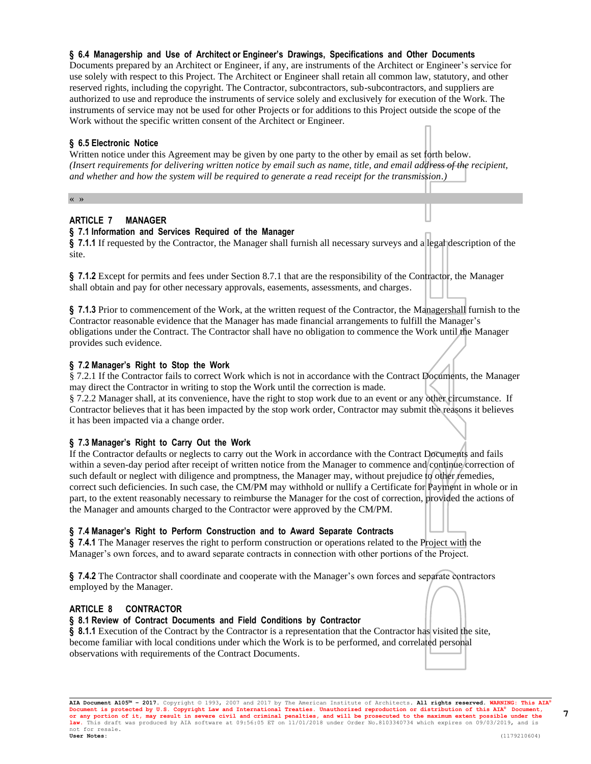**§ 6.4 Managership and Use of Architect or Engineer's Drawings, Specifications and Other Documents**
Documents prepared by an Architect or Engineer, if any, are instruments of the Architect or Engineer's service for use solely with respect to this Project. The Architect or Engineer shall retain all common law, statutory, and other reserved rights, including the copyright. The Contractor, subcontractors, sub-subcontractors, and suppliers are authorized to use and reproduce the instruments of service solely and exclusively for execution of the Work. The instruments of service may not be used for other Projects or for additions to this Project outside the scope of the Work without the specific written consent of the Architect or Engineer.

**§ 6.5 Electronic Notice**
Written notice under this Agreement may be given by one party to the other by email as set forth below.
*(Insert requirements for delivering written notice by email such as name, title, and email address of the recipient, and whether and how the system will be required to generate a read receipt for the transmission.)*

« »

## ARTICLE 7 MANAGER

**§ 7.1 Information and Services Required of the Manager**
**§ 7.1.1** If requested by the Contractor, the Manager shall furnish all necessary surveys and a legal description of the site.

**§ 7.1.2** Except for permits and fees under Section 8.7.1 that are the responsibility of the Contractor, the Manager shall obtain and pay for other necessary approvals, easements, assessments, and charges.

**§ 7.1.3** Prior to commencement of the Work, at the written request of the Contractor, the Managershall furnish to the Contractor reasonable evidence that the Manager has made financial arrangements to fulfill the Manager's obligations under the Contract. The Contractor shall have no obligation to commence the Work until the Manager provides such evidence.

**§ 7.2 Manager's Right to Stop the Work**
§ 7.2.1 If the Contractor fails to correct Work which is not in accordance with the Contract Documents, the Manager may direct the Contractor in writing to stop the Work until the correction is made.
§ 7.2.2 Manager shall, at its convenience, have the right to stop work due to an event or any other circumstance. If Contractor believes that it has been impacted by the stop work order, Contractor may submit the reasons it believes it has been impacted via a change order.

**§ 7.3 Manager's Right to Carry Out the Work**
If the Contractor defaults or neglects to carry out the Work in accordance with the Contract Documents and fails within a seven-day period after receipt of written notice from the Manager to commence and continue correction of such default or neglect with diligence and promptness, the Manager may, without prejudice to other remedies, correct such deficiencies. In such case, the CM/PM may withhold or nullify a Certificate for Payment in whole or in part, to the extent reasonably necessary to reimburse the Manager for the cost of correction, provided the actions of the Manager and amounts charged to the Contractor were approved by the CM/PM.

**§ 7.4 Manager's Right to Perform Construction and to Award Separate Contracts**
**§ 7.4.1** The Manager reserves the right to perform construction or operations related to the Project with the Manager's own forces, and to award separate contracts in connection with other portions of the Project.

**§ 7.4.2** The Contractor shall coordinate and cooperate with the Manager's own forces and separate contractors employed by the Manager.

## ARTICLE 8 CONTRACTOR

**§ 8.1 Review of Contract Documents and Field Conditions by Contractor**
**§ 8.1.1** Execution of the Contract by the Contractor is a representation that the Contractor has visited the site, become familiar with local conditions under which the Work is to be performed, and correlated personal observations with requirements of the Contract Documents.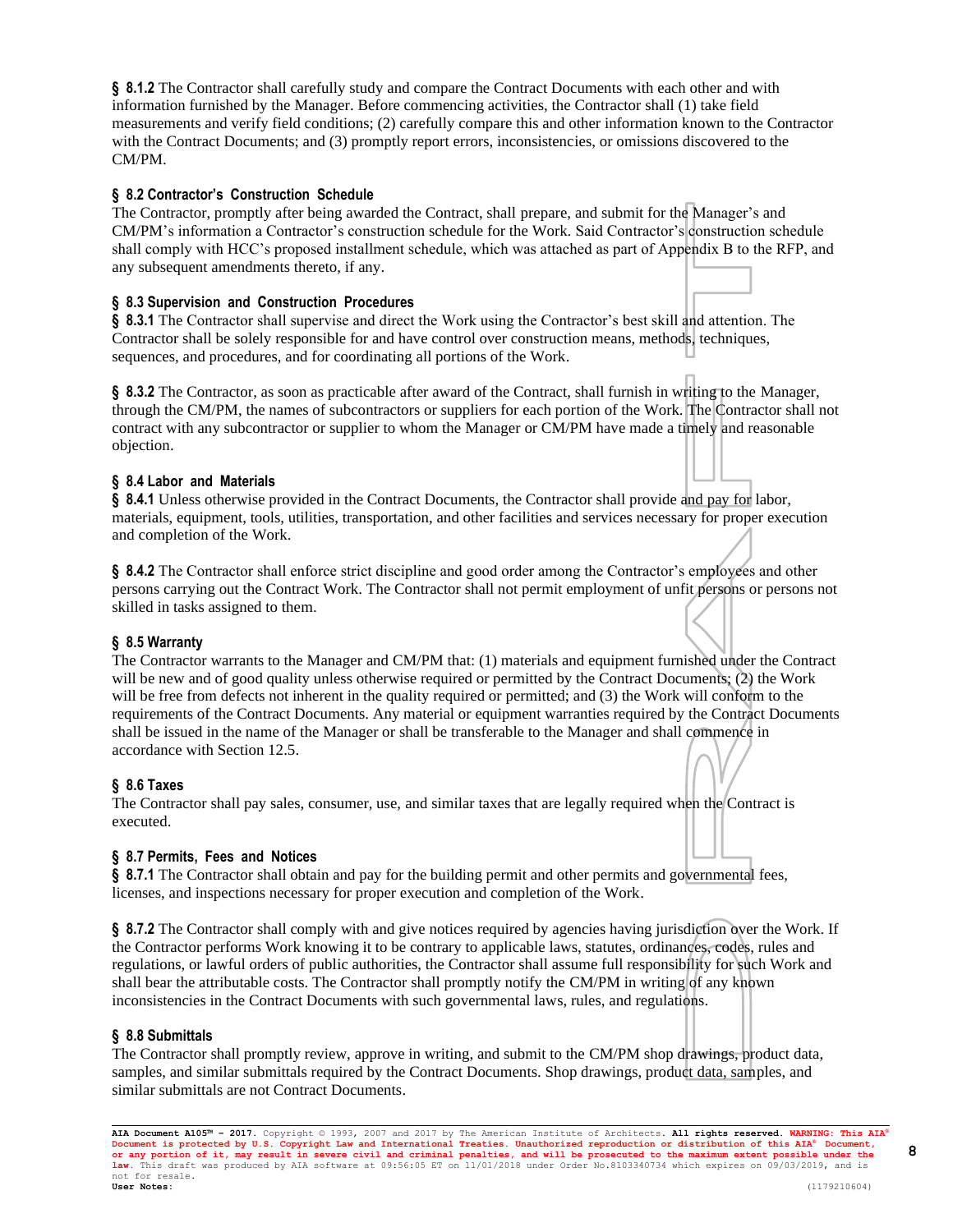**§ 8.1.2** The Contractor shall carefully study and compare the Contract Documents with each other and with information furnished by the Manager. Before commencing activities, the Contractor shall (1) take field measurements and verify field conditions; (2) carefully compare this and other information known to the Contractor with the Contract Documents; and (3) promptly report errors, inconsistencies, or omissions discovered to the CM/PM.

### § 8.2 Contractor's Construction Schedule

The Contractor, promptly after being awarded the Contract, shall prepare, and submit for the Manager's and CM/PM's information a Contractor's construction schedule for the Work. Said Contractor's construction schedule shall comply with HCC's proposed installment schedule, which was attached as part of Appendix B to the RFP, and any subsequent amendments thereto, if any.

### § 8.3 Supervision and Construction Procedures

**§ 8.3.1** The Contractor shall supervise and direct the Work using the Contractor's best skill and attention. The Contractor shall be solely responsible for and have control over construction means, methods, techniques, sequences, and procedures, and for coordinating all portions of the Work.

**§ 8.3.2** The Contractor, as soon as practicable after award of the Contract, shall furnish in writing to the Manager, through the CM/PM, the names of subcontractors or suppliers for each portion of the Work. The Contractor shall not contract with any subcontractor or supplier to whom the Manager or CM/PM have made a timely and reasonable objection.

### § 8.4 Labor and Materials

**§ 8.4.1** Unless otherwise provided in the Contract Documents, the Contractor shall provide and pay for labor, materials, equipment, tools, utilities, transportation, and other facilities and services necessary for proper execution and completion of the Work.

**§ 8.4.2** The Contractor shall enforce strict discipline and good order among the Contractor's employees and other persons carrying out the Contract Work. The Contractor shall not permit employment of unfit persons or persons not skilled in tasks assigned to them.

### § 8.5 Warranty

The Contractor warrants to the Manager and CM/PM that: (1) materials and equipment furnished under the Contract will be new and of good quality unless otherwise required or permitted by the Contract Documents; (2) the Work will be free from defects not inherent in the quality required or permitted; and (3) the Work will conform to the requirements of the Contract Documents. Any material or equipment warranties required by the Contract Documents shall be issued in the name of the Manager or shall be transferable to the Manager and shall commence in accordance with Section 12.5.

### § 8.6 Taxes

The Contractor shall pay sales, consumer, use, and similar taxes that are legally required when the Contract is executed.

### § 8.7 Permits, Fees and Notices

**§ 8.7.1** The Contractor shall obtain and pay for the building permit and other permits and governmental fees, licenses, and inspections necessary for proper execution and completion of the Work.

**§ 8.7.2** The Contractor shall comply with and give notices required by agencies having jurisdiction over the Work. If the Contractor performs Work knowing it to be contrary to applicable laws, statutes, ordinances, codes, rules and regulations, or lawful orders of public authorities, the Contractor shall assume full responsibility for such Work and shall bear the attributable costs. The Contractor shall promptly notify the CM/PM in writing of any known inconsistencies in the Contract Documents with such governmental laws, rules, and regulations.

### § 8.8 Submittals

The Contractor shall promptly review, approve in writing, and submit to the CM/PM shop drawings, product data, samples, and similar submittals required by the Contract Documents. Shop drawings, product data, samples, and similar submittals are not Contract Documents.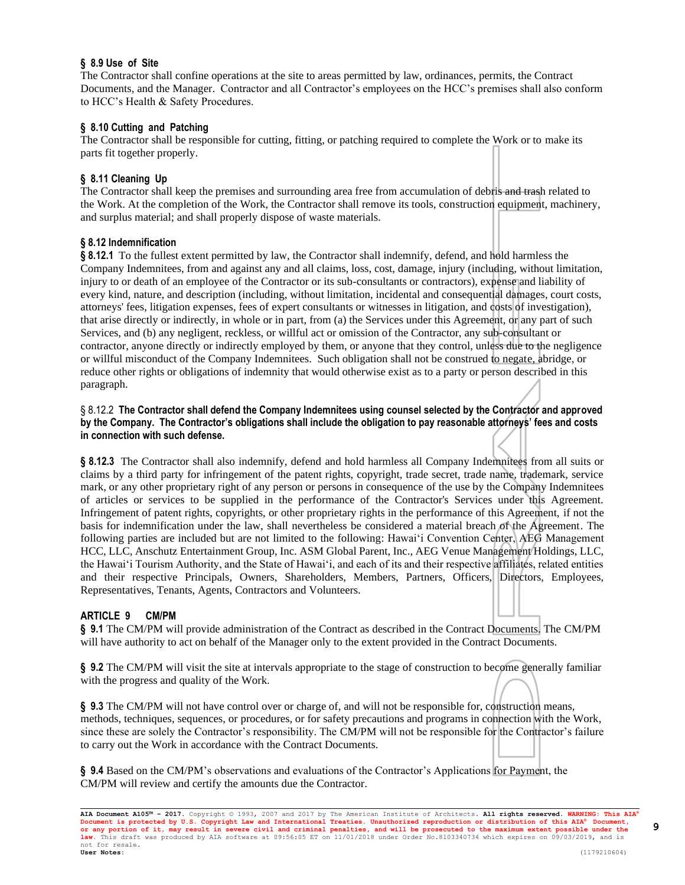### § 8.9 Use of Site

The Contractor shall confine operations at the site to areas permitted by law, ordinances, permits, the Contract Documents, and the Manager. Contractor and all Contractor's employees on the HCC's premises shall also conform to HCC's Health & Safety Procedures.

### § 8.10 Cutting and Patching

The Contractor shall be responsible for cutting, fitting, or patching required to complete the Work or to make its parts fit together properly.

### § 8.11 Cleaning Up

The Contractor shall keep the premises and surrounding area free from accumulation of debris and trash related to the Work. At the completion of the Work, the Contractor shall remove its tools, construction equipment, machinery, and surplus material; and shall properly dispose of waste materials.

### § 8.12 Indemnification

**§ 8.12.1** To the fullest extent permitted by law, the Contractor shall indemnify, defend, and hold harmless the Company Indemnitees, from and against any and all claims, loss, cost, damage, injury (including, without limitation, injury to or death of an employee of the Contractor or its sub-consultants or contractors), expense and liability of every kind, nature, and description (including, without limitation, incidental and consequential damages, court costs, attorneys' fees, litigation expenses, fees of expert consultants or witnesses in litigation, and costs of investigation), that arise directly or indirectly, in whole or in part, from (a) the Services under this Agreement, or any part of such Services, and (b) any negligent, reckless, or willful act or omission of the Contractor, any sub-consultant or contractor, anyone directly or indirectly employed by them, or anyone that they control, unless due to the negligence or willful misconduct of the Company Indemnitees. Such obligation shall not be construed to negate, abridge, or reduce other rights or obligations of indemnity that would otherwise exist as to a party or person described in this paragraph.

§ 8.12.2 **The Contractor shall defend the Company Indemnitees using counsel selected by the Contractor and approved by the Company. The Contractor's obligations shall include the obligation to pay reasonable attorneys' fees and costs in connection with such defense.**

**§ 8.12.3** The Contractor shall also indemnify, defend and hold harmless all Company Indemnitees from all suits or claims by a third party for infringement of the patent rights, copyright, trade secret, trade name, trademark, service mark, or any other proprietary right of any person or persons in consequence of the use by the Company Indemnitees of articles or services to be supplied in the performance of the Contractor's Services under this Agreement. Infringement of patent rights, copyrights, or other proprietary rights in the performance of this Agreement, if not the basis for indemnification under the law, shall nevertheless be considered a material breach of the Agreement. The following parties are included but are not limited to the following: Hawai‘i Convention Center, AEG Management HCC, LLC, Anschutz Entertainment Group, Inc. ASM Global Parent, Inc., AEG Venue Management Holdings, LLC, the Hawai‘i Tourism Authority, and the State of Hawai‘i, and each of its and their respective affiliates, related entities and their respective Principals, Owners, Shareholders, Members, Partners, Officers, Directors, Employees, Representatives, Tenants, Agents, Contractors and Volunteers.

## ARTICLE 9 CM/PM

**§ 9.1** The CM/PM will provide administration of the Contract as described in the Contract Documents. The CM/PM will have authority to act on behalf of the Manager only to the extent provided in the Contract Documents.

**§ 9.2** The CM/PM will visit the site at intervals appropriate to the stage of construction to become generally familiar with the progress and quality of the Work.

**§ 9.3** The CM/PM will not have control over or charge of, and will not be responsible for, construction means, methods, techniques, sequences, or procedures, or for safety precautions and programs in connection with the Work, since these are solely the Contractor's responsibility. The CM/PM will not be responsible for the Contractor's failure to carry out the Work in accordance with the Contract Documents.

**§ 9.4** Based on the CM/PM's observations and evaluations of the Contractor's Applications for Payment, the CM/PM will review and certify the amounts due the Contractor.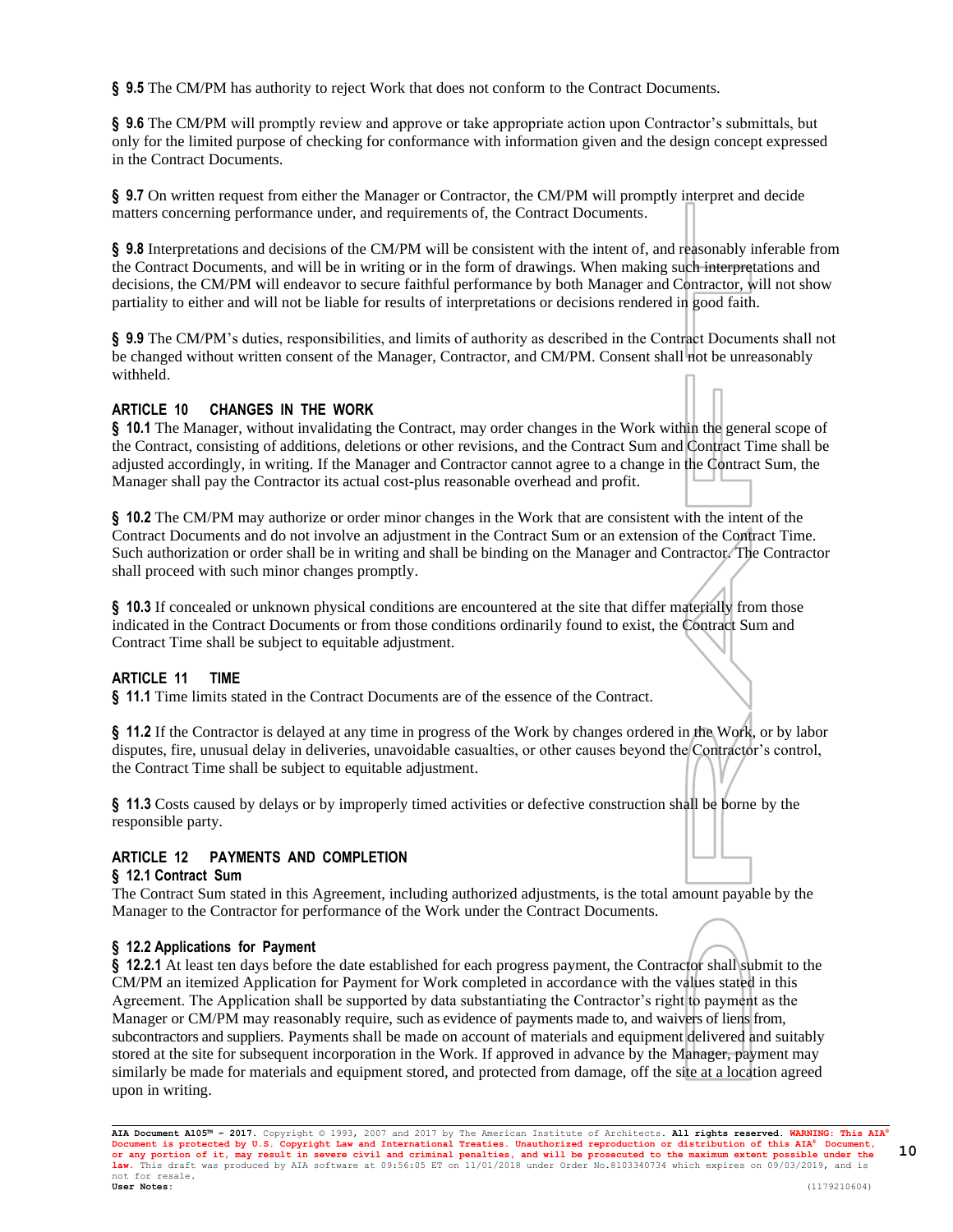**§ 9.5** The CM/PM has authority to reject Work that does not conform to the Contract Documents.

**§ 9.6** The CM/PM will promptly review and approve or take appropriate action upon Contractor's submittals, but only for the limited purpose of checking for conformance with information given and the design concept expressed in the Contract Documents.

**§ 9.7** On written request from either the Manager or Contractor, the CM/PM will promptly interpret and decide matters concerning performance under, and requirements of, the Contract Documents.

**§ 9.8** Interpretations and decisions of the CM/PM will be consistent with the intent of, and reasonably inferable from the Contract Documents, and will be in writing or in the form of drawings. When making such interpretations and decisions, the CM/PM will endeavor to secure faithful performance by both Manager and Contractor, will not show partiality to either and will not be liable for results of interpretations or decisions rendered in good faith.

**§ 9.9** The CM/PM's duties, responsibilities, and limits of authority as described in the Contract Documents shall not be changed without written consent of the Manager, Contractor, and CM/PM. Consent shall not be unreasonably withheld.

## ARTICLE 10 CHANGES IN THE WORK

**§ 10.1** The Manager, without invalidating the Contract, may order changes in the Work within the general scope of the Contract, consisting of additions, deletions or other revisions, and the Contract Sum and Contract Time shall be adjusted accordingly, in writing. If the Manager and Contractor cannot agree to a change in the Contract Sum, the Manager shall pay the Contractor its actual cost-plus reasonable overhead and profit.

**§ 10.2** The CM/PM may authorize or order minor changes in the Work that are consistent with the intent of the Contract Documents and do not involve an adjustment in the Contract Sum or an extension of the Contract Time. Such authorization or order shall be in writing and shall be binding on the Manager and Contractor. The Contractor shall proceed with such minor changes promptly.

**§ 10.3** If concealed or unknown physical conditions are encountered at the site that differ materially from those indicated in the Contract Documents or from those conditions ordinarily found to exist, the Contract Sum and Contract Time shall be subject to equitable adjustment.

## ARTICLE 11 TIME

**§ 11.1** Time limits stated in the Contract Documents are of the essence of the Contract.

**§ 11.2** If the Contractor is delayed at any time in progress of the Work by changes ordered in the Work, or by labor disputes, fire, unusual delay in deliveries, unavoidable casualties, or other causes beyond the Contractor's control, the Contract Time shall be subject to equitable adjustment.

**§ 11.3** Costs caused by delays or by improperly timed activities or defective construction shall be borne by the responsible party.

## ARTICLE 12 PAYMENTS AND COMPLETION

### § 12.1 Contract Sum

The Contract Sum stated in this Agreement, including authorized adjustments, is the total amount payable by the Manager to the Contractor for performance of the Work under the Contract Documents.

### § 12.2 Applications for Payment

**§ 12.2.1** At least ten days before the date established for each progress payment, the Contractor shall submit to the CM/PM an itemized Application for Payment for Work completed in accordance with the values stated in this Agreement. The Application shall be supported by data substantiating the Contractor's right to payment as the Manager or CM/PM may reasonably require, such as evidence of payments made to, and waivers of liens from, subcontractors and suppliers. Payments shall be made on account of materials and equipment delivered and suitably stored at the site for subsequent incorporation in the Work. If approved in advance by the Manager, payment may similarly be made for materials and equipment stored, and protected from damage, off the site at a location agreed upon in writing.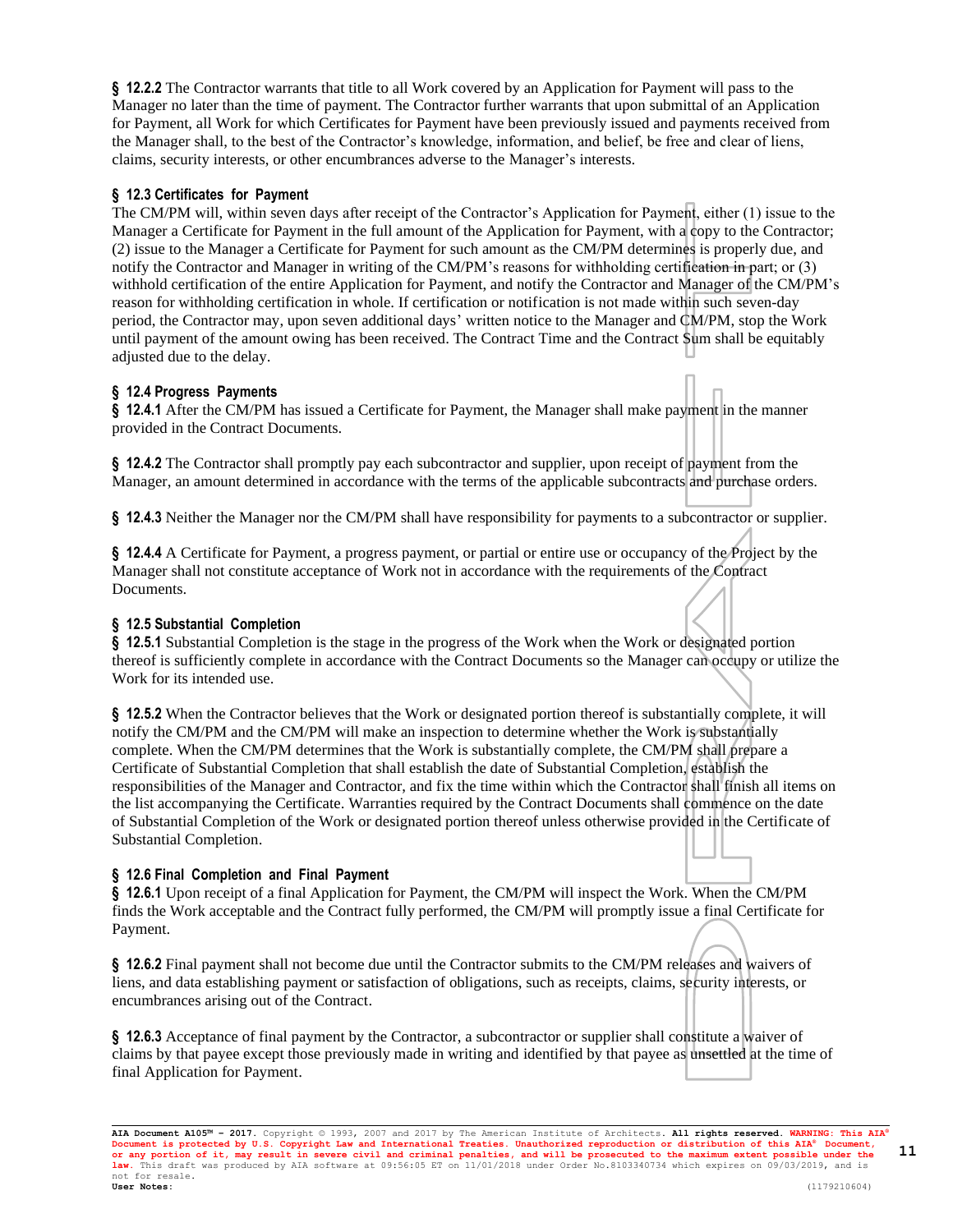**§ 12.2.2** The Contractor warrants that title to all Work covered by an Application for Payment will pass to the Manager no later than the time of payment. The Contractor further warrants that upon submittal of an Application for Payment, all Work for which Certificates for Payment have been previously issued and payments received from the Manager shall, to the best of the Contractor's knowledge, information, and belief, be free and clear of liens, claims, security interests, or other encumbrances adverse to the Manager's interests.

### § 12.3 Certificates for Payment

The CM/PM will, within seven days after receipt of the Contractor's Application for Payment, either (1) issue to the Manager a Certificate for Payment in the full amount of the Application for Payment, with a copy to the Contractor; (2) issue to the Manager a Certificate for Payment for such amount as the CM/PM determines is properly due, and notify the Contractor and Manager in writing of the CM/PM's reasons for withholding certification in part; or (3) withhold certification of the entire Application for Payment, and notify the Contractor and Manager of the CM/PM's reason for withholding certification in whole. If certification or notification is not made within such seven-day period, the Contractor may, upon seven additional days' written notice to the Manager and CM/PM, stop the Work until payment of the amount owing has been received. The Contract Time and the Contract Sum shall be equitably adjusted due to the delay.

### § 12.4 Progress Payments

**§ 12.4.1** After the CM/PM has issued a Certificate for Payment, the Manager shall make payment in the manner provided in the Contract Documents.

**§ 12.4.2** The Contractor shall promptly pay each subcontractor and supplier, upon receipt of payment from the Manager, an amount determined in accordance with the terms of the applicable subcontracts and purchase orders.

**§ 12.4.3** Neither the Manager nor the CM/PM shall have responsibility for payments to a subcontractor or supplier.

**§ 12.4.4** A Certificate for Payment, a progress payment, or partial or entire use or occupancy of the Project by the Manager shall not constitute acceptance of Work not in accordance with the requirements of the Contract Documents.

### § 12.5 Substantial Completion

**§ 12.5.1** Substantial Completion is the stage in the progress of the Work when the Work or designated portion thereof is sufficiently complete in accordance with the Contract Documents so the Manager can occupy or utilize the Work for its intended use.

**§ 12.5.2** When the Contractor believes that the Work or designated portion thereof is substantially complete, it will notify the CM/PM and the CM/PM will make an inspection to determine whether the Work is substantially complete. When the CM/PM determines that the Work is substantially complete, the CM/PM shall prepare a Certificate of Substantial Completion that shall establish the date of Substantial Completion, establish the responsibilities of the Manager and Contractor, and fix the time within which the Contractor shall finish all items on the list accompanying the Certificate. Warranties required by the Contract Documents shall commence on the date of Substantial Completion of the Work or designated portion thereof unless otherwise provided in the Certificate of Substantial Completion.

### § 12.6 Final Completion and Final Payment

**§ 12.6.1** Upon receipt of a final Application for Payment, the CM/PM will inspect the Work. When the CM/PM finds the Work acceptable and the Contract fully performed, the CM/PM will promptly issue a final Certificate for Payment.

**§ 12.6.2** Final payment shall not become due until the Contractor submits to the CM/PM releases and waivers of liens, and data establishing payment or satisfaction of obligations, such as receipts, claims, security interests, or encumbrances arising out of the Contract.

**§ 12.6.3** Acceptance of final payment by the Contractor, a subcontractor or supplier shall constitute a waiver of claims by that payee except those previously made in writing and identified by that payee as unsettled at the time of final Application for Payment.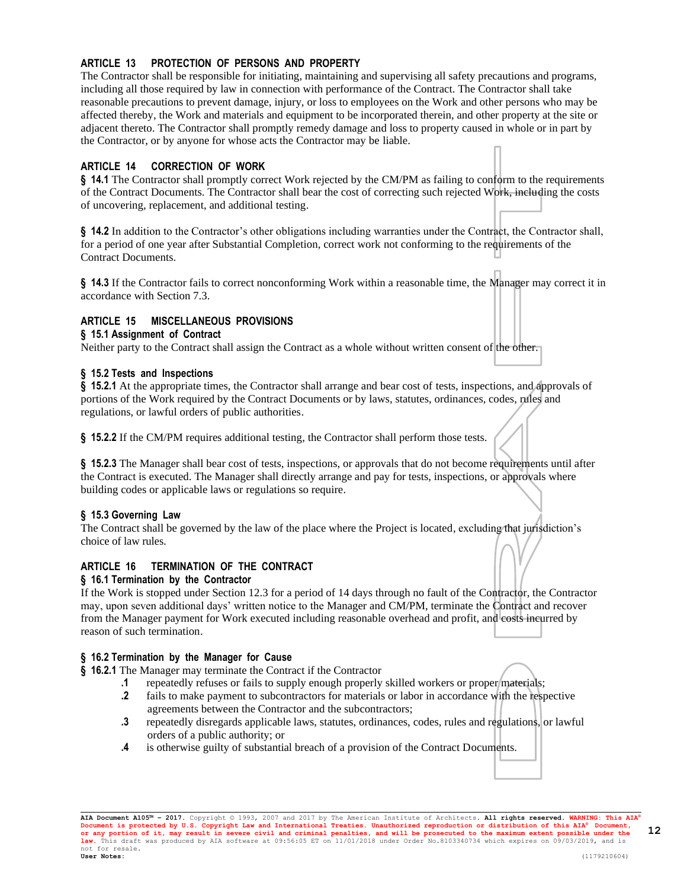## ARTICLE 13 PROTECTION OF PERSONS AND PROPERTY

The Contractor shall be responsible for initiating, maintaining and supervising all safety precautions and programs, including all those required by law in connection with performance of the Contract. The Contractor shall take reasonable precautions to prevent damage, injury, or loss to employees on the Work and other persons who may be affected thereby, the Work and materials and equipment to be incorporated therein, and other property at the site or adjacent thereto. The Contractor shall promptly remedy damage and loss to property caused in whole or in part by the Contractor, or by anyone for whose acts the Contractor may be liable.

## ARTICLE 14 CORRECTION OF WORK

**§ 14.1** The Contractor shall promptly correct Work rejected by the CM/PM as failing to conform to the requirements of the Contract Documents. The Contractor shall bear the cost of correcting such rejected Work, including the costs of uncovering, replacement, and additional testing.

**§ 14.2** In addition to the Contractor's other obligations including warranties under the Contract, the Contractor shall, for a period of one year after Substantial Completion, correct work not conforming to the requirements of the Contract Documents.

**§ 14.3** If the Contractor fails to correct nonconforming Work within a reasonable time, the Manager may correct it in accordance with Section 7.3.

## ARTICLE 15 MISCELLANEOUS PROVISIONS

### § 15.1 Assignment of Contract

Neither party to the Contract shall assign the Contract as a whole without written consent of the other.

### § 15.2 Tests and Inspections

**§ 15.2.1** At the appropriate times, the Contractor shall arrange and bear cost of tests, inspections, and approvals of portions of the Work required by the Contract Documents or by laws, statutes, ordinances, codes, rules and regulations, or lawful orders of public authorities.

**§ 15.2.2** If the CM/PM requires additional testing, the Contractor shall perform those tests.

**§ 15.2.3** The Manager shall bear cost of tests, inspections, or approvals that do not become requirements until after the Contract is executed. The Manager shall directly arrange and pay for tests, inspections, or approvals where building codes or applicable laws or regulations so require.

### § 15.3 Governing Law

The Contract shall be governed by the law of the place where the Project is located, excluding that jurisdiction's choice of law rules.

## ARTICLE 16 TERMINATION OF THE CONTRACT

### § 16.1 Termination by the Contractor

If the Work is stopped under Section 12.3 for a period of 14 days through no fault of the Contractor, the Contractor may, upon seven additional days' written notice to the Manager and CM/PM, terminate the Contract and recover from the Manager payment for Work executed including reasonable overhead and profit, and costs incurred by reason of such termination.

### § 16.2 Termination by the Manager for Cause

**§ 16.2.1** The Manager may terminate the Contract if the Contractor

- **.1** repeatedly refuses or fails to supply enough properly skilled workers or proper materials;
- **.2** fails to make payment to subcontractors for materials or labor in accordance with the respective agreements between the Contractor and the subcontractors;
- **.3** repeatedly disregards applicable laws, statutes, ordinances, codes, rules and regulations, or lawful orders of a public authority; or
- **.4** is otherwise guilty of substantial breach of a provision of the Contract Documents.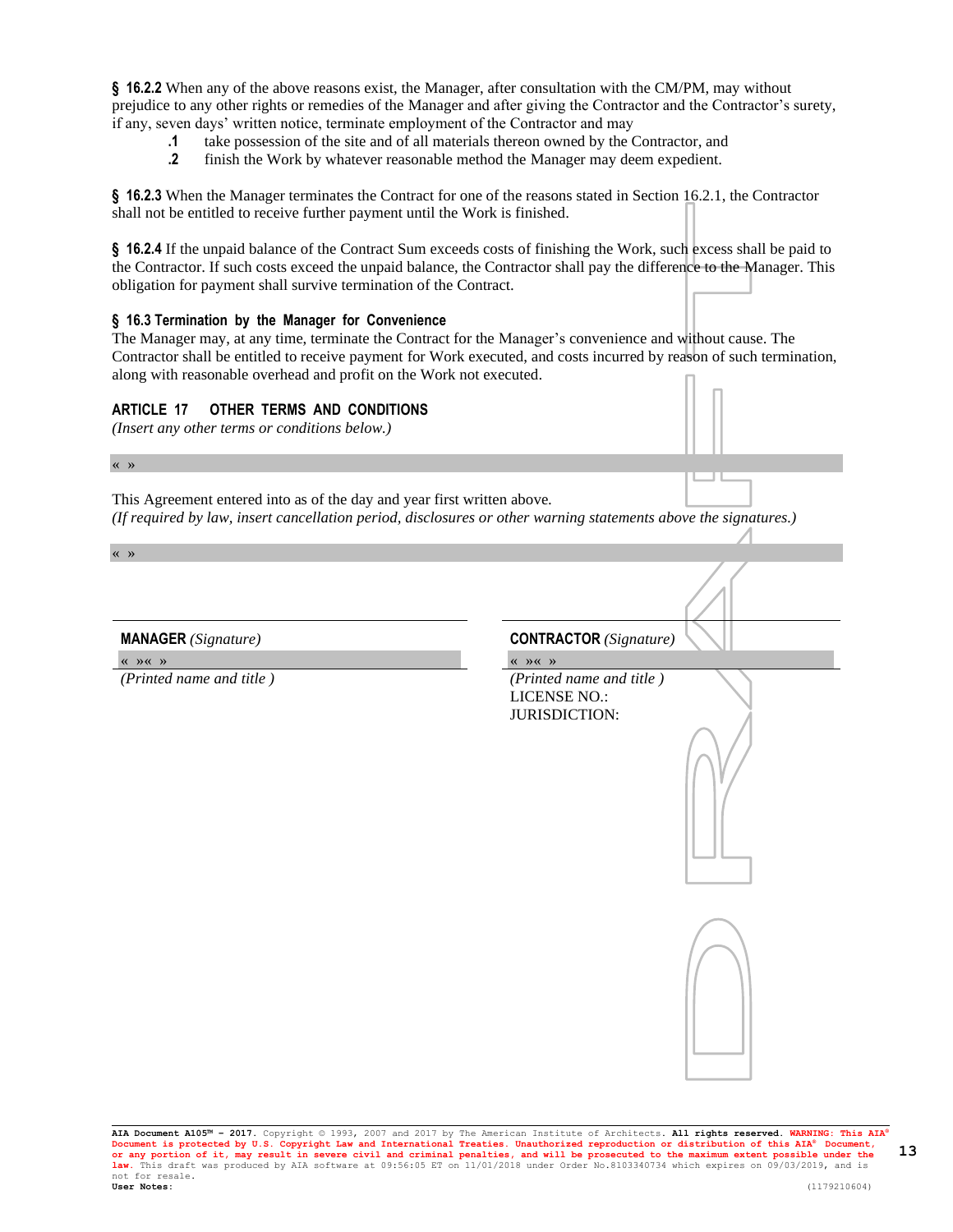**§ 16.2.2** When any of the above reasons exist, the Manager, after consultation with the CM/PM, may without prejudice to any other rights or remedies of the Manager and after giving the Contractor and the Contractor's surety, if any, seven days' written notice, terminate employment of the Contractor and may

- **.1** take possession of the site and of all materials thereon owned by the Contractor, and
- **.2** finish the Work by whatever reasonable method the Manager may deem expedient.

**§ 16.2.3** When the Manager terminates the Contract for one of the reasons stated in Section 16.2.1, the Contractor shall not be entitled to receive further payment until the Work is finished.

**§ 16.2.4** If the unpaid balance of the Contract Sum exceeds costs of finishing the Work, such excess shall be paid to the Contractor. If such costs exceed the unpaid balance, the Contractor shall pay the difference to the Manager. This obligation for payment shall survive termination of the Contract.

### § 16.3 Termination by the Manager for Convenience

The Manager may, at any time, terminate the Contract for the Manager's convenience and without cause. The Contractor shall be entitled to receive payment for Work executed, and costs incurred by reason of such termination, along with reasonable overhead and profit on the Work not executed.

## ARTICLE 17 OTHER TERMS AND CONDITIONS

*(Insert any other terms or conditions below.)*

« »

This Agreement entered into as of the day and year first written above.
*(If required by law, insert cancellation period, disclosures or other warning statements above the signatures.)*

« »

| | |
|---|---|
| **MANAGER** *(Signature)* | **CONTRACTOR** *(Signature)* |
| « »« » | « »« » |
| *(Printed name and title )* | *(Printed name and title )*<br>LICENSE NO.:<br>JURISDICTION: |

**AIA Document A105™ – 2017.** Copyright © 1993, 2007 and 2017 by The American Institute of Architects. **All rights reserved. WARNING: This AIA® Document is protected by U.S. Copyright Law and International Treaties. Unauthorized reproduction or distribution of this AIA® Document, or any portion of it, may result in severe civil and criminal penalties, and will be prosecuted to the maximum extent possible under the law.** This draft was produced by AIA software at 09:56:05 ET on 11/01/2018 under Order No.8103340734 which expires on 09/03/2019, and is not for resale.
**User Notes:** (1179210604)